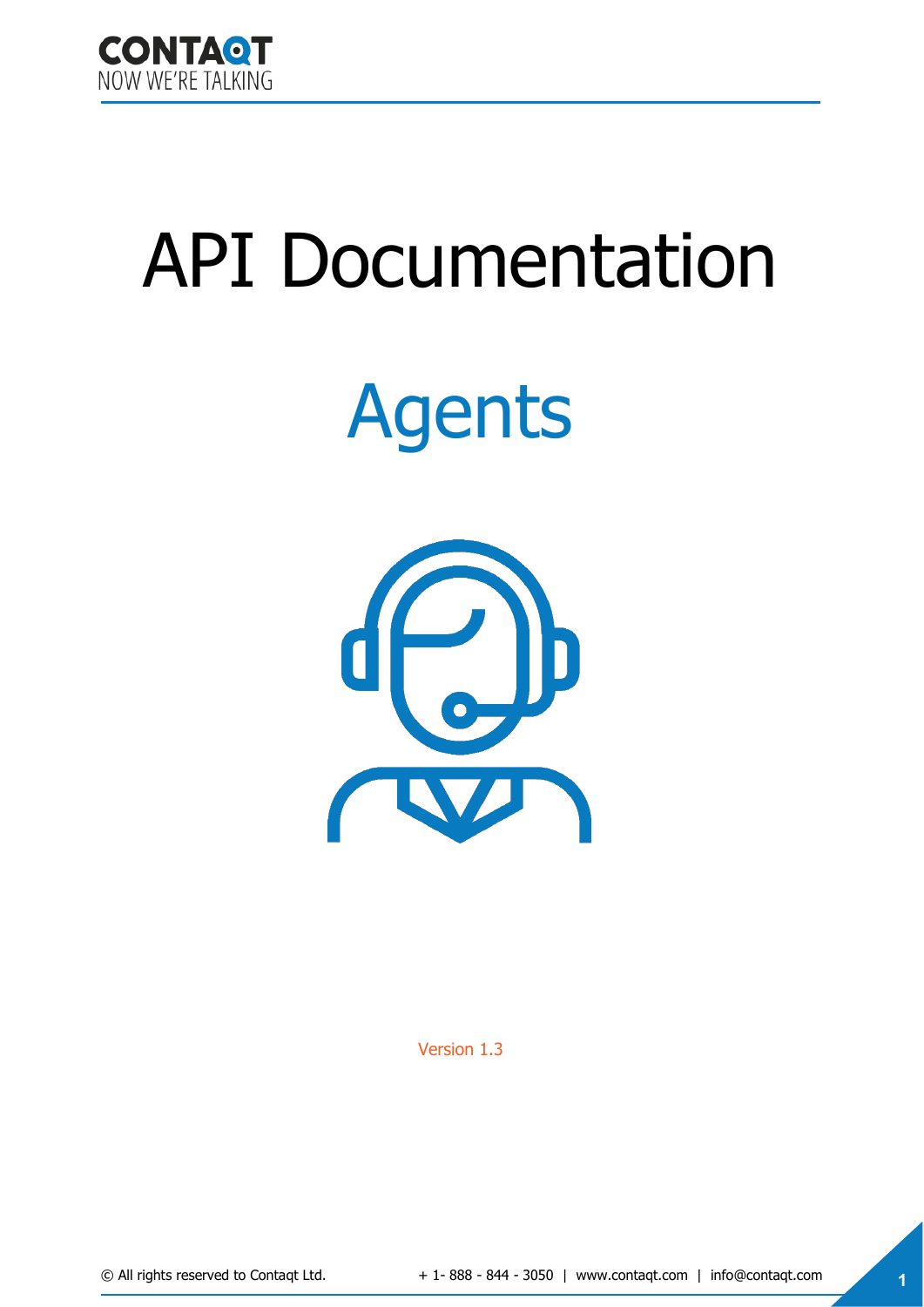# API Documentation

## Agents

Version 1.3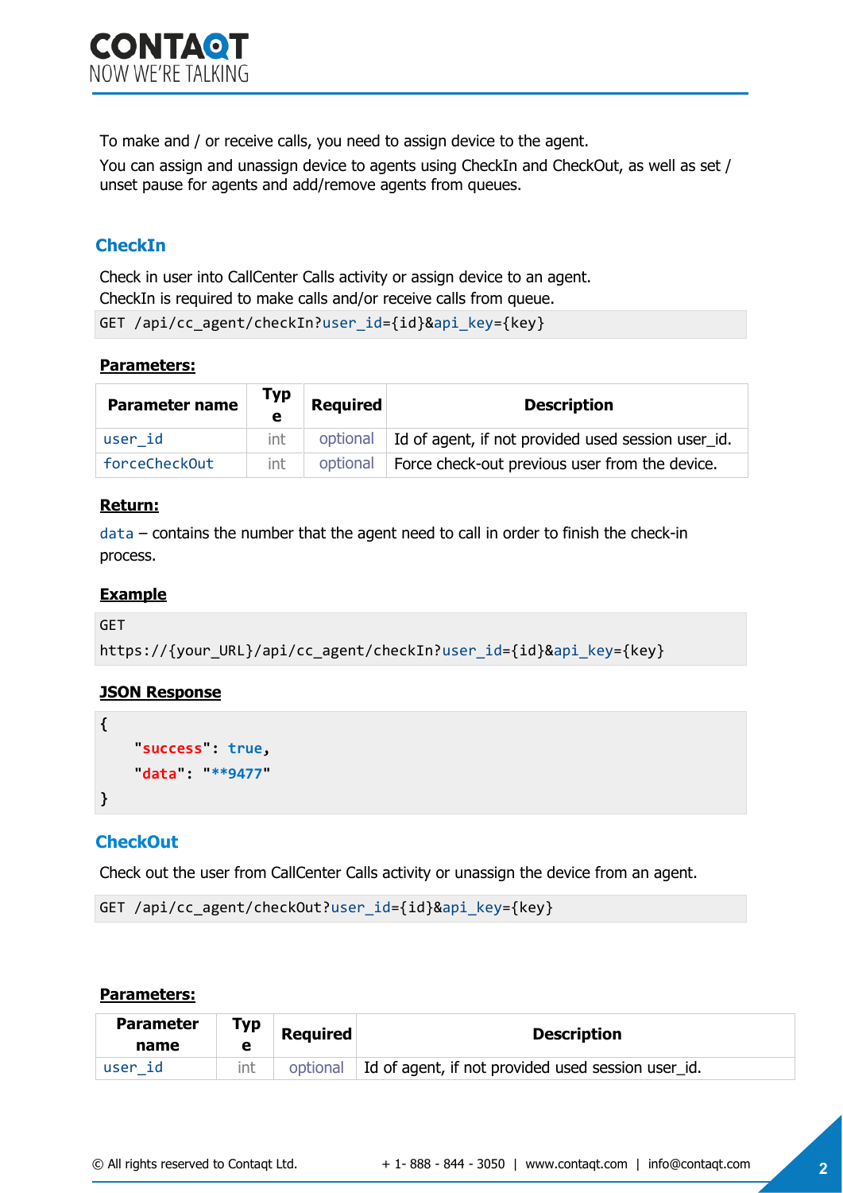To make and / or receive calls, you need to assign device to the agent.

You can assign and unassign device to agents using CheckIn and CheckOut, as well as set / unset pause for agents and add/remove agents from queues.

## CheckIn

Check in user into CallCenter Calls activity or assign device to an agent.
CheckIn is required to make calls and/or receive calls from queue.

```
GET /api/cc_agent/checkIn?user_id={id}&api_key={key}
```

**Parameters:**

| Parameter name | Type | Required | Description |
|---|---|---|---|
| user_id | int | optional | Id of agent, if not provided used session user_id. |
| forceCheckOut | int | optional | Force check-out previous user from the device. |

**Return:**

data – contains the number that the agent need to call in order to finish the check-in process.

**Example**

```
GET
https://{your_URL}/api/cc_agent/checkIn?user_id={id}&api_key={key}
```

**JSON Response**

```
{
    "success": true,
    "data": "**9477"
}
```

## CheckOut

Check out the user from CallCenter Calls activity or unassign the device from an agent.

```
GET /api/cc_agent/checkOut?user_id={id}&api_key={key}
```

**Parameters:**

| Parameter name | Type | Required | Description |
|---|---|---|---|
| user_id | int | optional | Id of agent, if not provided used session user_id. |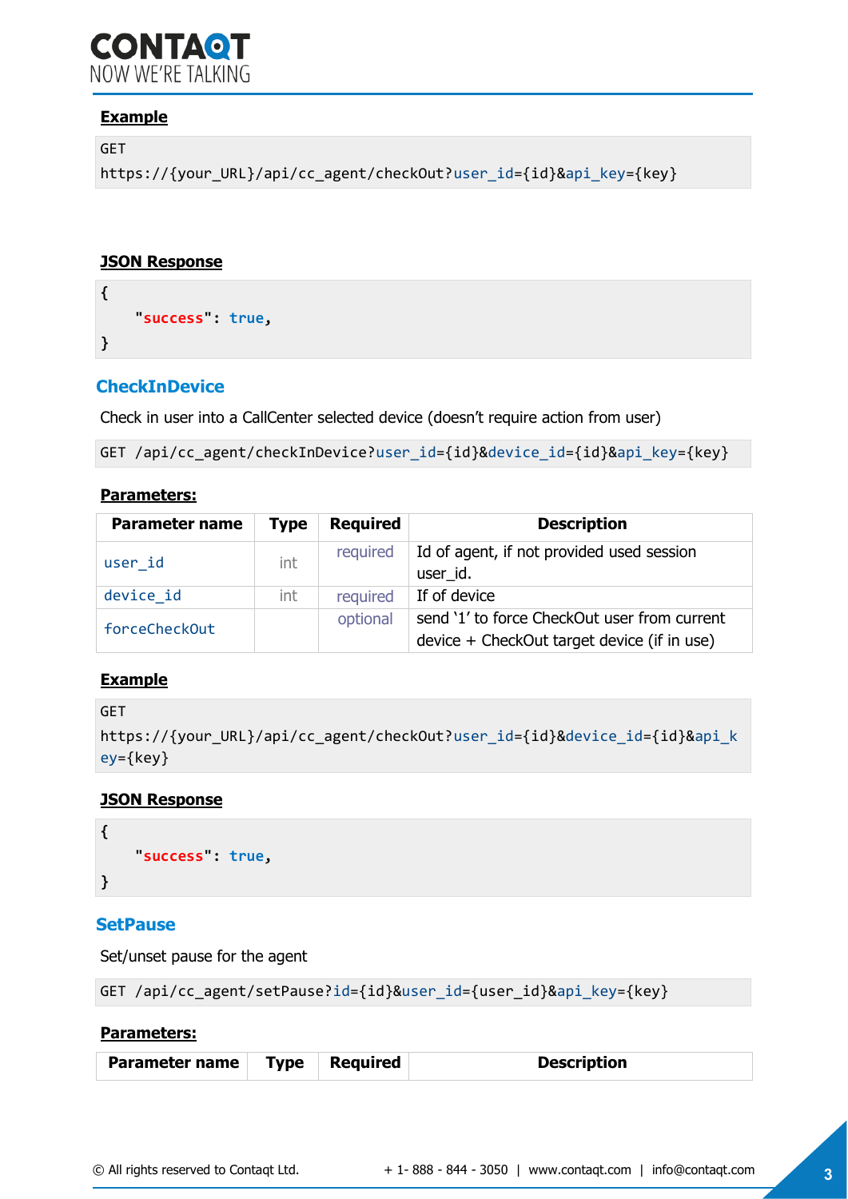**Example**

```
GET
https://{your_URL}/api/cc_agent/checkOut?user_id={id}&api_key={key}
```

**JSON Response**

```
{
    "success": true,
}
```

## CheckInDevice

Check in user into a CallCenter selected device (doesn't require action from user)

```
GET /api/cc_agent/checkInDevice?user_id={id}&device_id={id}&api_key={key}
```

**Parameters:**

| Parameter name | Type | Required | Description |
|---|---|---|---|
| user_id | int | required | Id of agent, if not provided used session user_id. |
| device_id | int | required | If of device |
| forceCheckOut | | optional | send '1' to force CheckOut user from current device + CheckOut target device (if in use) |

**Example**

```
GET
https://{your_URL}/api/cc_agent/checkOut?user_id={id}&device_id={id}&api_key={key}
```

**JSON Response**

```
{
    "success": true,
}
```

## SetPause

Set/unset pause for the agent

```
GET /api/cc_agent/setPause?id={id}&user_id={user_id}&api_key={key}
```

**Parameters:**

| Parameter name | Type | Required | Description |
|---|---|---|---|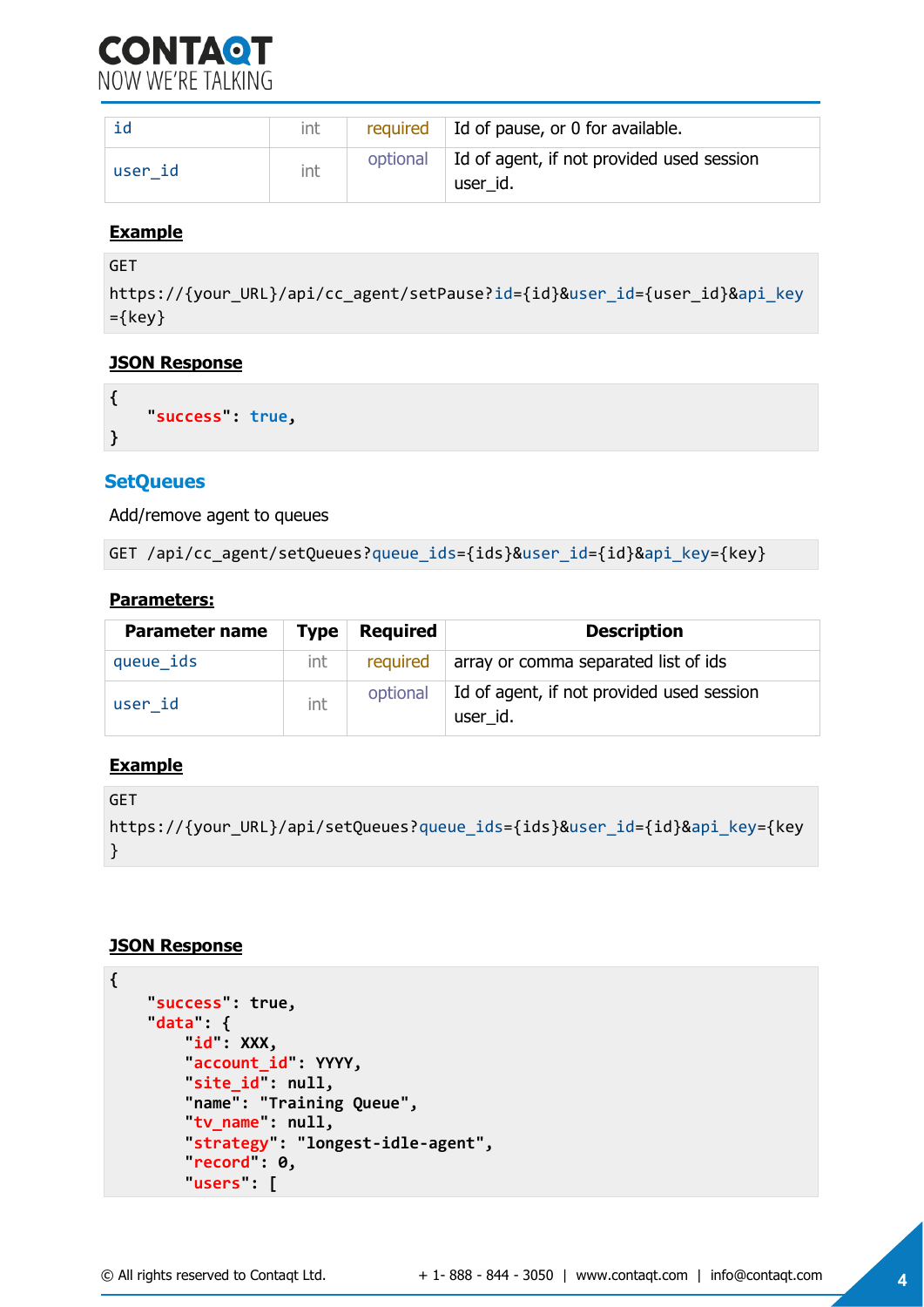| id | int | required | Id of pause, or 0 for available. |
|---|---|---|---|
| user_id | int | optional | Id of agent, if not provided used session user_id. |

**Example**

```
GET
https://{your_URL}/api/cc_agent/setPause?id={id}&user_id={user_id}&api_key
={key}
```

**JSON Response**

```
{
    "success": true,
}
```

## SetQueues

Add/remove agent to queues

```
GET /api/cc_agent/setQueues?queue_ids={ids}&user_id={id}&api_key={key}
```

**Parameters:**

| Parameter name | Type | Required | Description |
|---|---|---|---|
| queue_ids | int | required | array or comma separated list of ids |
| user_id | int | optional | Id of agent, if not provided used session user_id. |

**Example**

```
GET
https://{your_URL}/api/setQueues?queue_ids={ids}&user_id={id}&api_key={key
}
```

**JSON Response**

```
{
    "success": true,
    "data": {
        "id": XXX,
        "account_id": YYYY,
        "site_id": null,
        "name": "Training Queue",
        "tv_name": null,
        "strategy": "longest-idle-agent",
        "record": 0,
        "users": [
```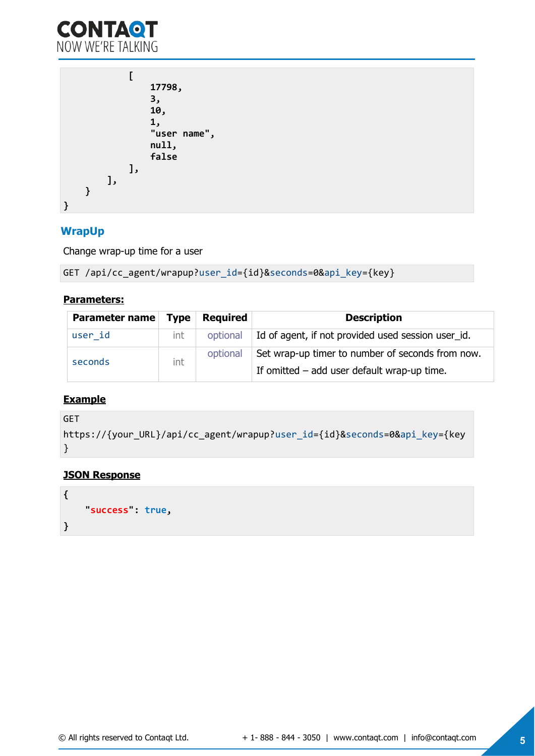```
            [
                17798,
                3,
                10,
                1,
                "user name",
                null,
                false
            ],
        ],
    }
}
```

## WrapUp

Change wrap-up time for a user

```
GET /api/cc_agent/wrapup?user_id={id}&seconds=0&api_key={key}
```

**Parameters:**

| Parameter name | Type | Required | Description |
|---|---|---|---|
| user_id | int | optional | Id of agent, if not provided used session user_id. |
| seconds | int | optional | Set wrap-up timer to number of seconds from now.<br>If omitted – add user default wrap-up time. |

**Example**

```
GET
https://{your_URL}/api/cc_agent/wrapup?user_id={id}&seconds=0&api_key={key
}
```

**JSON Response**

```
{
    "success": true,
}
```